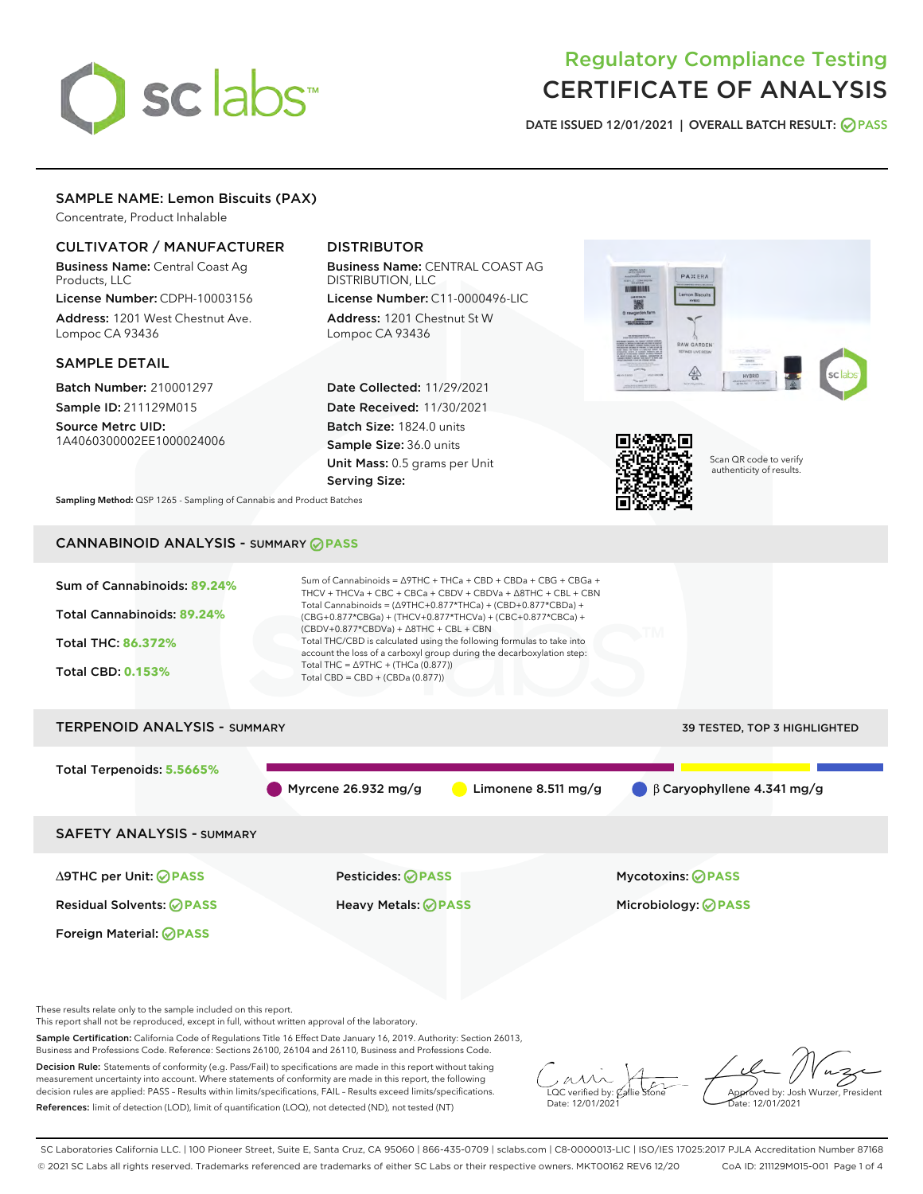# Regulatory Compliance Testing
# CERTIFICATE OF ANALYSIS

DATE ISSUED 12/01/2021 | OVERALL BATCH RESULT: PASS

## SAMPLE NAME: Lemon Biscuits (PAX)

Concentrate, Product Inhalable

### CULTIVATOR / MANUFACTURER

**Business Name:** Central Coast Ag Products, LLC

**License Number:** CDPH-10003156

**Address:** 1201 West Chestnut Ave. Lompoc CA 93436

### DISTRIBUTOR

**Business Name:** CENTRAL COAST AG DISTRIBUTION, LLC

**License Number:** C11-0000496-LIC

**Address:** 1201 Chestnut St W Lompoc CA 93436

### SAMPLE DETAIL

**Batch Number:** 210001297

**Sample ID:** 211129M015

**Source Metrc UID:** 1A4060300002EE1000024006

**Date Collected:** 11/29/2021

**Date Received:** 11/30/2021

**Batch Size:** 1824.0 units

**Sample Size:** 36.0 units

**Unit Mass:** 0.5 grams per Unit

**Serving Size:**

Scan QR code to verify authenticity of results.

**Sampling Method:** QSP 1265 - Sampling of Cannabis and Product Batches

## CANNABINOID ANALYSIS - SUMMARY PASS

Sum of Cannabinoids: **89.24%**

Total Cannabinoids: **89.24%**

Total THC: **86.372%**

Total CBD: **0.153%**

Sum of Cannabinoids = Δ9THC + THCa + CBD + CBDa + CBG + CBGa + THCV + THCVa + CBC + CBCa + CBDV + CBDVa + Δ8THC + CBL + CBN

Total Cannabinoids = (Δ9THC+0.877*THCa) + (CBD+0.877*CBDa) + (CBG+0.877*CBGa) + (THCV+0.877*THCVa) + (CBC+0.877*CBCa) + (CBDV+0.877*CBDVa) + Δ8THC + CBL + CBN

Total THC/CBD is calculated using the following formulas to take into account the loss of a carboxyl group during the decarboxylation step:

Total THC = Δ9THC + (THCa (0.877))

Total CBD = CBD + (CBDa (0.877))

## TERPENOID ANALYSIS - SUMMARY

39 TESTED, TOP 3 HIGHLIGHTED

Total Terpenoids: **5.5665%**

Myrcene 26.932 mg/g | Limonene 8.511 mg/g | β Caryophyllene 4.341 mg/g

## SAFETY ANALYSIS - SUMMARY

| | | |
|---|---|---|
| Δ9THC per Unit: PASS | Pesticides: PASS | Mycotoxins: PASS |
| Residual Solvents: PASS | Heavy Metals: PASS | Microbiology: PASS |
| Foreign Material: PASS | | |

These results relate only to the sample included on this report.
This report shall not be reproduced, except in full, without written approval of the laboratory.

**Sample Certification:** California Code of Regulations Title 16 Effect Date January 16, 2019. Authority: Section 26013, Business and Professions Code. Reference: Sections 26100, 26104 and 26110, Business and Professions Code.

**Decision Rule:** Statements of conformity (e.g. Pass/Fail) to specifications are made in this report without taking measurement uncertainty into account. Where statements of conformity are made in this report, the following decision rules are applied: PASS – Results within limits/specifications, FAIL – Results exceed limits/specifications.

**References:** limit of detection (LOD), limit of quantification (LOQ), not detected (ND), not tested (NT)

LQC verified by: Callie Stone
Date: 12/01/2021

Approved by: Josh Wurzer, President
Date: 12/01/2021

SC Laboratories California LLC. | 100 Pioneer Street, Suite E, Santa Cruz, CA 95060 | 866-435-0709 | sclabs.com | C8-0000013-LIC | ISO/IES 17025:2017 PJLA Accreditation Number 87168
© 2021 SC Labs all rights reserved. Trademarks referenced are trademarks of either SC Labs or their respective owners. MKT00162 REV6 12/20 CoA ID: 211129M015-001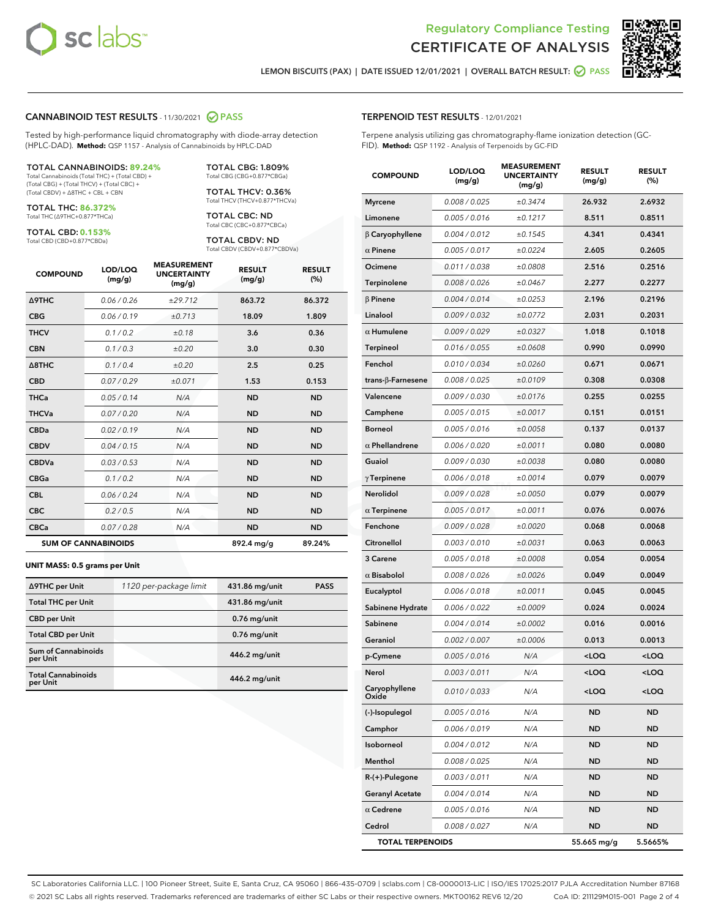Regulatory Compliance Testing

# CERTIFICATE OF ANALYSIS

LEMON BISCUITS (PAX) | DATE ISSUED 12/01/2021 | OVERALL BATCH RESULT: PASS

## CANNABINOID TEST RESULTS - 11/30/2021 PASS

Tested by high-performance liquid chromatography with diode-array detection (HPLC-DAD). **Method:** QSP 1157 - Analysis of Cannabinoids by HPLC-DAD

**TOTAL CANNABINOIDS: 89.24%**
Total Cannabinoids (Total THC) + (Total CBD) + (Total CBG) + (Total THCV) + (Total CBC) + (Total CBDV) + Δ8THC + CBL + CBN

**TOTAL THC: 86.372%**
Total THC (Δ9THC+0.877*THCa)

**TOTAL CBD: 0.153%**
Total CBD (CBD+0.877*CBDa)

**TOTAL CBG: 1.809%**
Total CBG (CBG+0.877*CBGa)

**TOTAL THCV: 0.36%**
Total THCV (THCV+0.877*THCVa)

**TOTAL CBC: ND**
Total CBC (CBC+0.877*CBCa)

**TOTAL CBDV: ND**
Total CBDV (CBDV+0.877*CBDVa)

| COMPOUND | LOD/LOQ (mg/g) | MEASUREMENT UNCERTAINTY (mg/g) | RESULT (mg/g) | RESULT (%) |
|---|---|---|---|---|
| Δ9THC | 0.06 / 0.26 | ±29.712 | 863.72 | 86.372 |
| CBG | 0.06 / 0.19 | ±0.713 | 18.09 | 1.809 |
| THCV | 0.1 / 0.2 | ±0.18 | 3.6 | 0.36 |
| CBN | 0.1 / 0.3 | ±0.20 | 3.0 | 0.30 |
| Δ8THC | 0.1 / 0.4 | ±0.20 | 2.5 | 0.25 |
| CBD | 0.07 / 0.29 | ±0.071 | 1.53 | 0.153 |
| THCa | 0.05 / 0.14 | N/A | ND | ND |
| THCVa | 0.07 / 0.20 | N/A | ND | ND |
| CBDa | 0.02 / 0.19 | N/A | ND | ND |
| CBDV | 0.04 / 0.15 | N/A | ND | ND |
| CBDVa | 0.03 / 0.53 | N/A | ND | ND |
| CBGa | 0.1 / 0.2 | N/A | ND | ND |
| CBL | 0.06 / 0.24 | N/A | ND | ND |
| CBC | 0.2 / 0.5 | N/A | ND | ND |
| CBCa | 0.07 / 0.28 | N/A | ND | ND |
| **SUM OF CANNABINOIDS** | | | 892.4 mg/g | 89.24% |

**UNIT MASS: 0.5 grams per Unit**

| | | | |
|---|---|---|---|
| Δ9THC per Unit | 1120 per-package limit | 431.86 mg/unit | PASS |
| Total THC per Unit | | 431.86 mg/unit | |
| CBD per Unit | | 0.76 mg/unit | |
| Total CBD per Unit | | 0.76 mg/unit | |
| Sum of Cannabinoids per Unit | | 446.2 mg/unit | |
| Total Cannabinoids per Unit | | 446.2 mg/unit | |

## TERPENOID TEST RESULTS - 12/01/2021

Terpene analysis utilizing gas chromatography-flame ionization detection (GC-FID). **Method:** QSP 1192 - Analysis of Terpenoids by GC-FID

| COMPOUND | LOD/LOQ (mg/g) | MEASUREMENT UNCERTAINTY (mg/g) | RESULT (mg/g) | RESULT (%) |
|---|---|---|---|---|
| Myrcene | 0.008 / 0.025 | ±0.3474 | 26.932 | 2.6932 |
| Limonene | 0.005 / 0.016 | ±0.1217 | 8.511 | 0.8511 |
| β Caryophyllene | 0.004 / 0.012 | ±0.1545 | 4.341 | 0.4341 |
| α Pinene | 0.005 / 0.017 | ±0.0224 | 2.605 | 0.2605 |
| Ocimene | 0.011 / 0.038 | ±0.0808 | 2.516 | 0.2516 |
| Terpinolene | 0.008 / 0.026 | ±0.0467 | 2.277 | 0.2277 |
| β Pinene | 0.004 / 0.014 | ±0.0253 | 2.196 | 0.2196 |
| Linalool | 0.009 / 0.032 | ±0.0772 | 2.031 | 0.2031 |
| α Humulene | 0.009 / 0.029 | ±0.0327 | 1.018 | 0.1018 |
| Terpineol | 0.016 / 0.055 | ±0.0608 | 0.990 | 0.0990 |
| Fenchol | 0.010 / 0.034 | ±0.0260 | 0.671 | 0.0671 |
| trans-β-Farnesene | 0.008 / 0.025 | ±0.0109 | 0.308 | 0.0308 |
| Valencene | 0.009 / 0.030 | ±0.0176 | 0.255 | 0.0255 |
| Camphene | 0.005 / 0.015 | ±0.0017 | 0.151 | 0.0151 |
| Borneol | 0.005 / 0.016 | ±0.0058 | 0.137 | 0.0137 |
| α Phellandrene | 0.006 / 0.020 | ±0.0011 | 0.080 | 0.0080 |
| Guaiol | 0.009 / 0.030 | ±0.0038 | 0.080 | 0.0080 |
| γ Terpinene | 0.006 / 0.018 | ±0.0014 | 0.079 | 0.0079 |
| Nerolidol | 0.009 / 0.028 | ±0.0050 | 0.079 | 0.0079 |
| α Terpinene | 0.005 / 0.017 | ±0.0011 | 0.076 | 0.0076 |
| Fenchone | 0.009 / 0.028 | ±0.0020 | 0.068 | 0.0068 |
| Citronellol | 0.003 / 0.010 | ±0.0031 | 0.063 | 0.0063 |
| 3 Carene | 0.005 / 0.018 | ±0.0008 | 0.054 | 0.0054 |
| α Bisabolol | 0.008 / 0.026 | ±0.0026 | 0.049 | 0.0049 |
| Eucalyptol | 0.006 / 0.018 | ±0.0011 | 0.045 | 0.0045 |
| Sabinene Hydrate | 0.006 / 0.022 | ±0.0009 | 0.024 | 0.0024 |
| Sabinene | 0.004 / 0.014 | ±0.0002 | 0.016 | 0.0016 |
| Geraniol | 0.002 / 0.007 | ±0.0006 | 0.013 | 0.0013 |
| p-Cymene | 0.005 / 0.016 | N/A | <LOQ | <LOQ |
| Nerol | 0.003 / 0.011 | N/A | <LOQ | <LOQ |
| Caryophyllene Oxide | 0.010 / 0.033 | N/A | <LOQ | <LOQ |
| (-)-Isopulegol | 0.005 / 0.016 | N/A | ND | ND |
| Camphor | 0.006 / 0.019 | N/A | ND | ND |
| Isoborneol | 0.004 / 0.012 | N/A | ND | ND |
| Menthol | 0.008 / 0.025 | N/A | ND | ND |
| R-(+)-Pulegone | 0.003 / 0.011 | N/A | ND | ND |
| Geranyl Acetate | 0.004 / 0.014 | N/A | ND | ND |
| α Cedrene | 0.005 / 0.016 | N/A | ND | ND |
| Cedrol | 0.008 / 0.027 | N/A | ND | ND |
| **TOTAL TERPENOIDS** | | | 55.665 mg/g | 5.5665% |

SC Laboratories California LLC. | 100 Pioneer Street, Suite E, Santa Cruz, CA 95060 | 866-435-0709 | sclabs.com | C8-0000013-LIC | ISO/IES 17025:2017 PJLA Accreditation Number 87168
© 2021 SC Labs all rights reserved. Trademarks referenced are trademarks of either SC Labs or their respective owners. MKT00162 REV6 12/20 CoA ID: 211129M015-001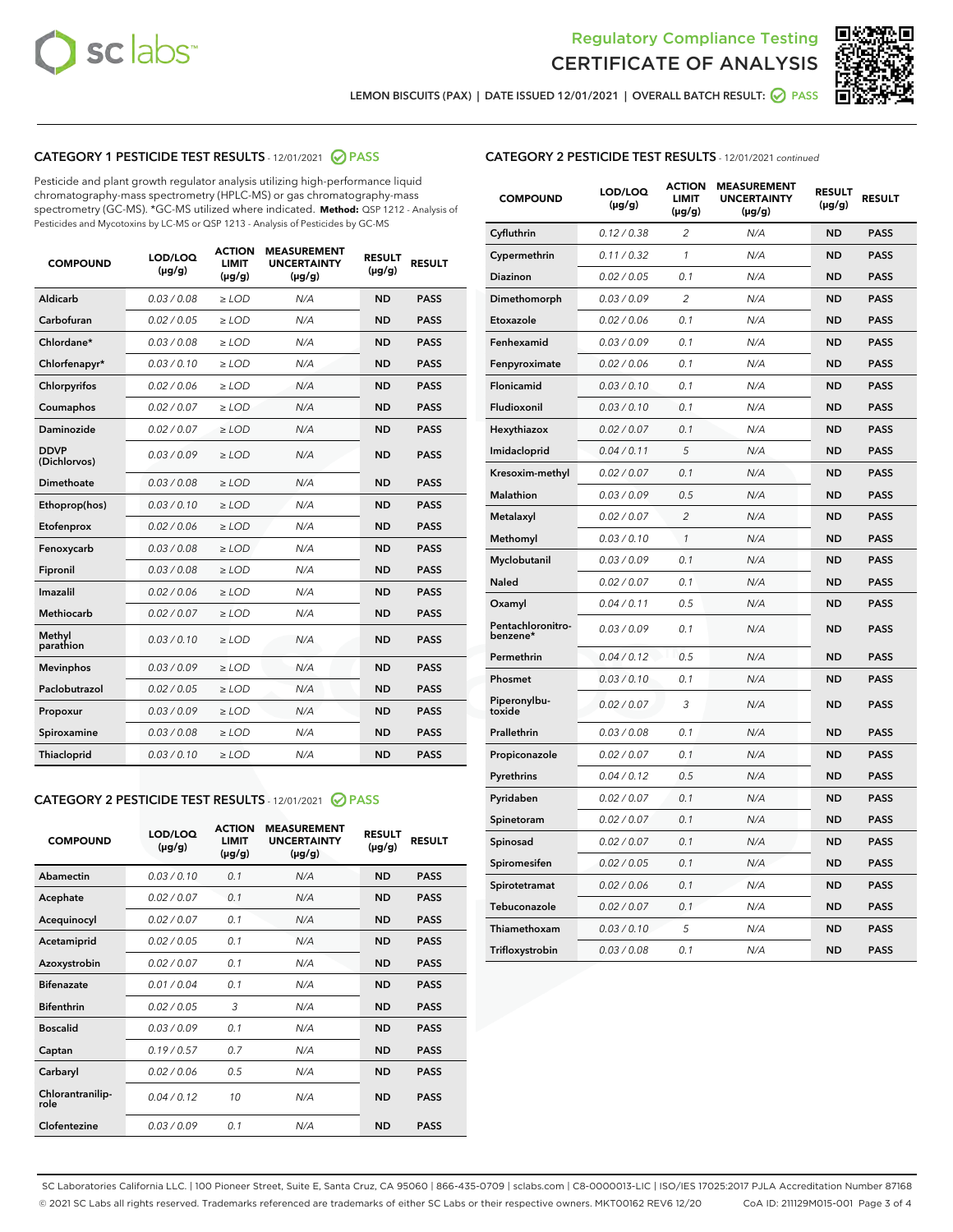LEMON BISCUITS (PAX) | DATE ISSUED 12/01/2021 | OVERALL BATCH RESULT: PASS

## CATEGORY 1 PESTICIDE TEST RESULTS - 12/01/2021 PASS

Pesticide and plant growth regulator analysis utilizing high-performance liquid chromatography-mass spectrometry (HPLC-MS) or gas chromatography-mass spectrometry (GC-MS). *GC-MS utilized where indicated. **Method:** QSP 1212 - Analysis of Pesticides and Mycotoxins by LC-MS or QSP 1213 - Analysis of Pesticides by GC-MS

| COMPOUND | LOD/LOQ (µg/g) | ACTION LIMIT (µg/g) | MEASUREMENT UNCERTAINTY (µg/g) | RESULT (µg/g) | RESULT |
|---|---|---|---|---|---|
| Aldicarb | 0.03 / 0.08 | ≥ LOD | N/A | ND | PASS |
| Carbofuran | 0.02 / 0.05 | ≥ LOD | N/A | ND | PASS |
| Chlordane* | 0.03 / 0.08 | ≥ LOD | N/A | ND | PASS |
| Chlorfenapyr* | 0.03 / 0.10 | ≥ LOD | N/A | ND | PASS |
| Chlorpyrifos | 0.02 / 0.06 | ≥ LOD | N/A | ND | PASS |
| Coumaphos | 0.02 / 0.07 | ≥ LOD | N/A | ND | PASS |
| Daminozide | 0.02 / 0.07 | ≥ LOD | N/A | ND | PASS |
| DDVP (Dichlorvos) | 0.03 / 0.09 | ≥ LOD | N/A | ND | PASS |
| Dimethoate | 0.03 / 0.08 | ≥ LOD | N/A | ND | PASS |
| Ethoprop(hos) | 0.03 / 0.10 | ≥ LOD | N/A | ND | PASS |
| Etofenprox | 0.02 / 0.06 | ≥ LOD | N/A | ND | PASS |
| Fenoxycarb | 0.03 / 0.08 | ≥ LOD | N/A | ND | PASS |
| Fipronil | 0.03 / 0.08 | ≥ LOD | N/A | ND | PASS |
| Imazalil | 0.02 / 0.06 | ≥ LOD | N/A | ND | PASS |
| Methiocarb | 0.02 / 0.07 | ≥ LOD | N/A | ND | PASS |
| Methyl parathion | 0.03 / 0.10 | ≥ LOD | N/A | ND | PASS |
| Mevinphos | 0.03 / 0.09 | ≥ LOD | N/A | ND | PASS |
| Paclobutrazol | 0.02 / 0.05 | ≥ LOD | N/A | ND | PASS |
| Propoxur | 0.03 / 0.09 | ≥ LOD | N/A | ND | PASS |
| Spiroxamine | 0.03 / 0.08 | ≥ LOD | N/A | ND | PASS |
| Thiacloprid | 0.03 / 0.10 | ≥ LOD | N/A | ND | PASS |

## CATEGORY 2 PESTICIDE TEST RESULTS - 12/01/2021 PASS

| COMPOUND | LOD/LOQ (µg/g) | ACTION LIMIT (µg/g) | MEASUREMENT UNCERTAINTY (µg/g) | RESULT (µg/g) | RESULT |
|---|---|---|---|---|---|
| Abamectin | 0.03 / 0.10 | 0.1 | N/A | ND | PASS |
| Acephate | 0.02 / 0.07 | 0.1 | N/A | ND | PASS |
| Acequinocyl | 0.02 / 0.07 | 0.1 | N/A | ND | PASS |
| Acetamiprid | 0.02 / 0.05 | 0.1 | N/A | ND | PASS |
| Azoxystrobin | 0.02 / 0.07 | 0.1 | N/A | ND | PASS |
| Bifenazate | 0.01 / 0.04 | 0.1 | N/A | ND | PASS |
| Bifenthrin | 0.02 / 0.05 | 3 | N/A | ND | PASS |
| Boscalid | 0.03 / 0.09 | 0.1 | N/A | ND | PASS |
| Captan | 0.19 / 0.57 | 0.7 | N/A | ND | PASS |
| Carbaryl | 0.02 / 0.06 | 0.5 | N/A | ND | PASS |
| Chlorantraniliprole | 0.04 / 0.12 | 10 | N/A | ND | PASS |
| Clofentezine | 0.03 / 0.09 | 0.1 | N/A | ND | PASS |
| Cyfluthrin | 0.12 / 0.38 | 2 | N/A | ND | PASS |
| Cypermethrin | 0.11 / 0.32 | 1 | N/A | ND | PASS |
| Diazinon | 0.02 / 0.05 | 0.1 | N/A | ND | PASS |
| Dimethomorph | 0.03 / 0.09 | 2 | N/A | ND | PASS |
| Etoxazole | 0.02 / 0.06 | 0.1 | N/A | ND | PASS |
| Fenhexamid | 0.03 / 0.09 | 0.1 | N/A | ND | PASS |
| Fenpyroximate | 0.02 / 0.06 | 0.1 | N/A | ND | PASS |
| Flonicamid | 0.03 / 0.10 | 0.1 | N/A | ND | PASS |
| Fludioxonil | 0.03 / 0.10 | 0.1 | N/A | ND | PASS |
| Hexythiazox | 0.02 / 0.07 | 0.1 | N/A | ND | PASS |
| Imidacloprid | 0.04 / 0.11 | 5 | N/A | ND | PASS |
| Kresoxim-methyl | 0.02 / 0.07 | 0.1 | N/A | ND | PASS |
| Malathion | 0.03 / 0.09 | 0.5 | N/A | ND | PASS |
| Metalaxyl | 0.02 / 0.07 | 2 | N/A | ND | PASS |
| Methomyl | 0.03 / 0.10 | 1 | N/A | ND | PASS |
| Myclobutanil | 0.03 / 0.09 | 0.1 | N/A | ND | PASS |
| Naled | 0.02 / 0.07 | 0.1 | N/A | ND | PASS |
| Oxamyl | 0.04 / 0.11 | 0.5 | N/A | ND | PASS |
| Pentachloronitrobenzene* | 0.03 / 0.09 | 0.1 | N/A | ND | PASS |
| Permethrin | 0.04 / 0.12 | 0.5 | N/A | ND | PASS |
| Phosmet | 0.03 / 0.10 | 0.1 | N/A | ND | PASS |
| Piperonylbutoxide | 0.02 / 0.07 | 3 | N/A | ND | PASS |
| Prallethrin | 0.03 / 0.08 | 0.1 | N/A | ND | PASS |
| Propiconazole | 0.02 / 0.07 | 0.1 | N/A | ND | PASS |
| Pyrethrins | 0.04 / 0.12 | 0.5 | N/A | ND | PASS |
| Pyridaben | 0.02 / 0.07 | 0.1 | N/A | ND | PASS |
| Spinetoram | 0.02 / 0.07 | 0.1 | N/A | ND | PASS |
| Spinosad | 0.02 / 0.07 | 0.1 | N/A | ND | PASS |
| Spiromesifen | 0.02 / 0.05 | 0.1 | N/A | ND | PASS |
| Spirotetramat | 0.02 / 0.06 | 0.1 | N/A | ND | PASS |
| Tebuconazole | 0.02 / 0.07 | 0.1 | N/A | ND | PASS |
| Thiamethoxam | 0.03 / 0.10 | 5 | N/A | ND | PASS |
| Trifloxystrobin | 0.03 / 0.08 | 0.1 | N/A | ND | PASS |

SC Laboratories California LLC. | 100 Pioneer Street, Suite E, Santa Cruz, CA 95060 | 866-435-0709 | sclabs.com | C8-0000013-LIC | ISO/IES 17025:2017 PJLA Accreditation Number 87168
© 2021 SC Labs all rights reserved. Trademarks referenced are trademarks of either SC Labs or their respective owners. MKT00162 REV6 12/20 CoA ID: 211129M015-001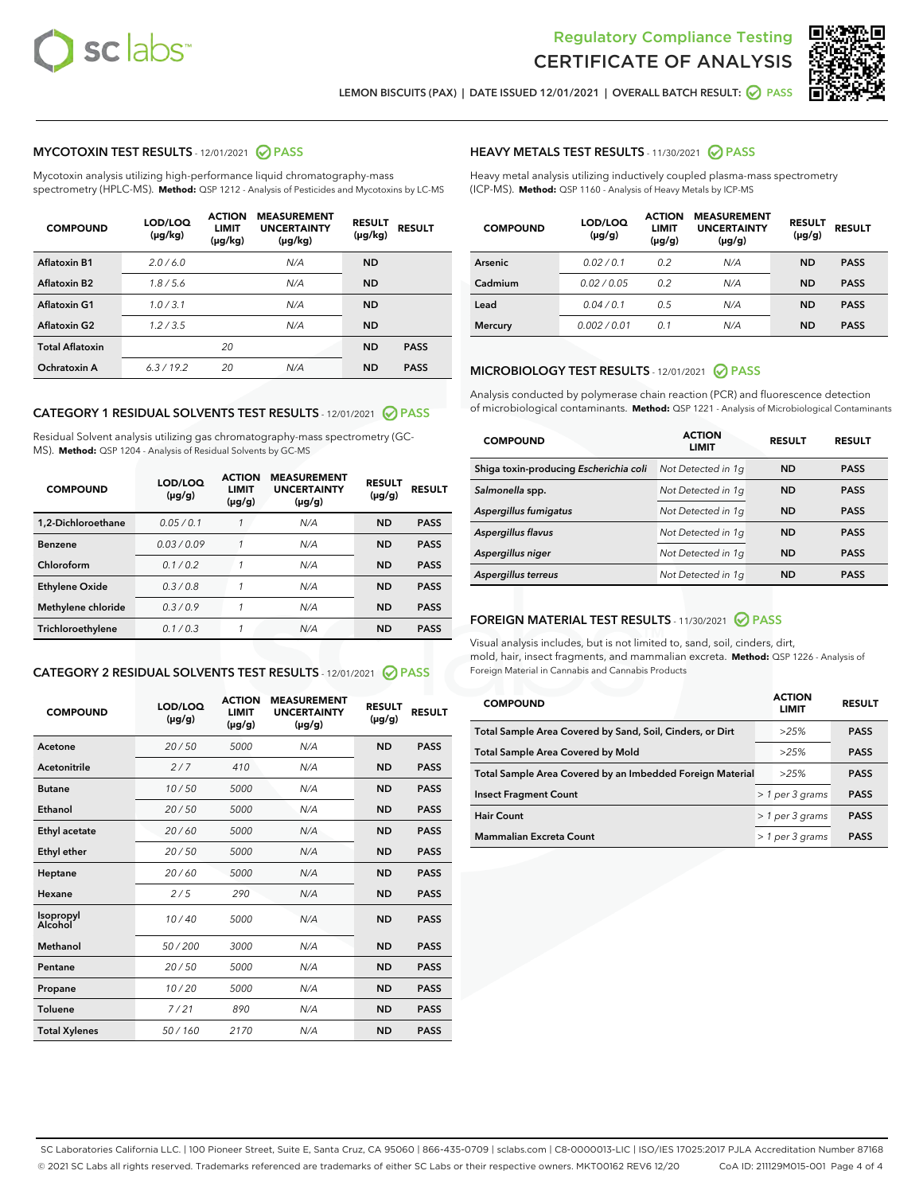Regulatory Compliance Testing

# CERTIFICATE OF ANALYSIS

LEMON BISCUITS (PAX) | DATE ISSUED 12/01/2021 | OVERALL BATCH RESULT: PASS

## MYCOTOXIN TEST RESULTS - 12/01/2021 PASS

Mycotoxin analysis utilizing high-performance liquid chromatography-mass spectrometry (HPLC-MS). **Method:** QSP 1212 - Analysis of Pesticides and Mycotoxins by LC-MS

| COMPOUND | LOD/LOQ (μg/kg) | ACTION LIMIT (μg/kg) | MEASUREMENT UNCERTAINTY (μg/kg) | RESULT (μg/kg) | RESULT |
|---|---|---|---|---|---|
| Aflatoxin B1 | 2.0 / 6.0 | | N/A | ND | |
| Aflatoxin B2 | 1.8 / 5.6 | | N/A | ND | |
| Aflatoxin G1 | 1.0 / 3.1 | | N/A | ND | |
| Aflatoxin G2 | 1.2 / 3.5 | | N/A | ND | |
| Total Aflatoxin | | 20 | | ND | PASS |
| Ochratoxin A | 6.3 / 19.2 | 20 | N/A | ND | PASS |

## CATEGORY 1 RESIDUAL SOLVENTS TEST RESULTS - 12/01/2021 PASS

Residual Solvent analysis utilizing gas chromatography-mass spectrometry (GC-MS). **Method:** QSP 1204 - Analysis of Residual Solvents by GC-MS

| COMPOUND | LOD/LOQ (μg/g) | ACTION LIMIT (μg/g) | MEASUREMENT UNCERTAINTY (μg/g) | RESULT (μg/g) | RESULT |
|---|---|---|---|---|---|
| 1,2-Dichloroethane | 0.05 / 0.1 | 1 | N/A | ND | PASS |
| Benzene | 0.03 / 0.09 | 1 | N/A | ND | PASS |
| Chloroform | 0.1 / 0.2 | 1 | N/A | ND | PASS |
| Ethylene Oxide | 0.3 / 0.8 | 1 | N/A | ND | PASS |
| Methylene chloride | 0.3 / 0.9 | 1 | N/A | ND | PASS |
| Trichloroethylene | 0.1 / 0.3 | 1 | N/A | ND | PASS |

## CATEGORY 2 RESIDUAL SOLVENTS TEST RESULTS - 12/01/2021 PASS

| COMPOUND | LOD/LOQ (μg/g) | ACTION LIMIT (μg/g) | MEASUREMENT UNCERTAINTY (μg/g) | RESULT (μg/g) | RESULT |
|---|---|---|---|---|---|
| Acetone | 20 / 50 | 5000 | N/A | ND | PASS |
| Acetonitrile | 2 / 7 | 410 | N/A | ND | PASS |
| Butane | 10 / 50 | 5000 | N/A | ND | PASS |
| Ethanol | 20 / 50 | 5000 | N/A | ND | PASS |
| Ethyl acetate | 20 / 60 | 5000 | N/A | ND | PASS |
| Ethyl ether | 20 / 50 | 5000 | N/A | ND | PASS |
| Heptane | 20 / 60 | 5000 | N/A | ND | PASS |
| Hexane | 2 / 5 | 290 | N/A | ND | PASS |
| Isopropyl Alcohol | 10 / 40 | 5000 | N/A | ND | PASS |
| Methanol | 50 / 200 | 3000 | N/A | ND | PASS |
| Pentane | 20 / 50 | 5000 | N/A | ND | PASS |
| Propane | 10 / 20 | 5000 | N/A | ND | PASS |
| Toluene | 7 / 21 | 890 | N/A | ND | PASS |
| Total Xylenes | 50 / 160 | 2170 | N/A | ND | PASS |

## HEAVY METALS TEST RESULTS - 11/30/2021 PASS

Heavy metal analysis utilizing inductively coupled plasma-mass spectrometry (ICP-MS). **Method:** QSP 1160 - Analysis of Heavy Metals by ICP-MS

| COMPOUND | LOD/LOQ (μg/g) | ACTION LIMIT (μg/g) | MEASUREMENT UNCERTAINTY (μg/g) | RESULT (μg/g) | RESULT |
|---|---|---|---|---|---|
| Arsenic | 0.02 / 0.1 | 0.2 | N/A | ND | PASS |
| Cadmium | 0.02 / 0.05 | 0.2 | N/A | ND | PASS |
| Lead | 0.04 / 0.1 | 0.5 | N/A | ND | PASS |
| Mercury | 0.002 / 0.01 | 0.1 | N/A | ND | PASS |

## MICROBIOLOGY TEST RESULTS - 12/01/2021 PASS

Analysis conducted by polymerase chain reaction (PCR) and fluorescence detection of microbiological contaminants. **Method:** QSP 1221 - Analysis of Microbiological Contaminants

| COMPOUND | ACTION LIMIT | RESULT | RESULT |
|---|---|---|---|
| Shiga toxin-producing *Escherichia coli* | Not Detected in 1g | ND | PASS |
| *Salmonella* spp. | Not Detected in 1g | ND | PASS |
| *Aspergillus fumigatus* | Not Detected in 1g | ND | PASS |
| *Aspergillus flavus* | Not Detected in 1g | ND | PASS |
| *Aspergillus niger* | Not Detected in 1g | ND | PASS |
| *Aspergillus terreus* | Not Detected in 1g | ND | PASS |

## FOREIGN MATERIAL TEST RESULTS - 11/30/2021 PASS

Visual analysis includes, but is not limited to, sand, soil, cinders, dirt, mold, hair, insect fragments, and mammalian excreta. **Method:** QSP 1226 - Analysis of Foreign Material in Cannabis and Cannabis Products

| COMPOUND | ACTION LIMIT | RESULT |
|---|---|---|
| Total Sample Area Covered by Sand, Soil, Cinders, or Dirt | >25% | PASS |
| Total Sample Area Covered by Mold | >25% | PASS |
| Total Sample Area Covered by an Imbedded Foreign Material | >25% | PASS |
| Insect Fragment Count | > 1 per 3 grams | PASS |
| Hair Count | > 1 per 3 grams | PASS |
| Mammalian Excreta Count | > 1 per 3 grams | PASS |

SC Laboratories California LLC. | 100 Pioneer Street, Suite E, Santa Cruz, CA 95060 | 866-435-0709 | sclabs.com | C8-0000013-LIC | ISO/IES 17025:2017 PJLA Accreditation Number 87168
© 2021 SC Labs all rights reserved. Trademarks referenced are trademarks of either SC Labs or their respective owners. MKT00162 REV6 12/20 CoA ID: 211129M015-001